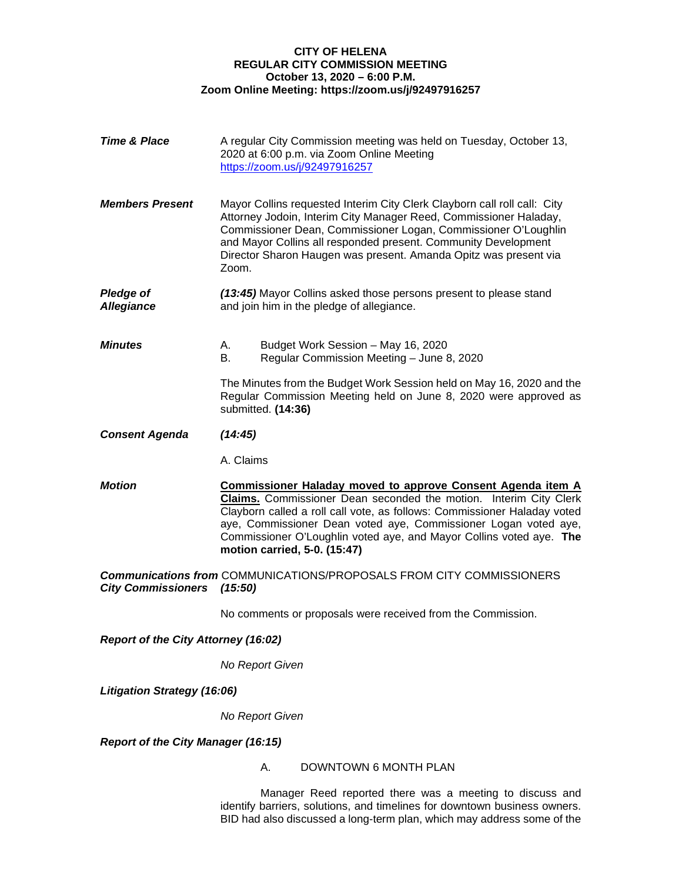**CITY OF HELENA**
**REGULAR CITY COMMISSION MEETING**
**October 13, 2020 – 6:00 P.M.**
**Zoom Online Meeting: https://zoom.us/j/92497916257**

***Time & Place***

A regular City Commission meeting was held on Tuesday, October 13, 2020 at 6:00 p.m. via Zoom Online Meeting https://zoom.us/j/92497916257

***Members Present***

Mayor Collins requested Interim City Clerk Clayborn call roll call: City Attorney Jodoin, Interim City Manager Reed, Commissioner Haladay, Commissioner Dean, Commissioner Logan, Commissioner O'Loughlin and Mayor Collins all responded present. Community Development Director Sharon Haugen was present. Amanda Opitz was present via Zoom.

***Pledge of Allegiance***

***(13:45)*** Mayor Collins asked those persons present to please stand and join him in the pledge of allegiance.

***Minutes***

A. Budget Work Session – May 16, 2020
B. Regular Commission Meeting – June 8, 2020

The Minutes from the Budget Work Session held on May 16, 2020 and the Regular Commission Meeting held on June 8, 2020 were approved as submitted. **(14:36)**

***Consent Agenda*** ***(14:45)***

A. Claims

***Motion***

**Commissioner Haladay moved to approve Consent Agenda item A Claims.** Commissioner Dean seconded the motion. Interim City Clerk Clayborn called a roll call vote, as follows: Commissioner Haladay voted aye, Commissioner Dean voted aye, Commissioner Logan voted aye, Commissioner O'Loughlin voted aye, and Mayor Collins voted aye. **The motion carried, 5-0. (15:47)**

***Communications from City Commissioners***

COMMUNICATIONS/PROPOSALS FROM CITY COMMISSIONERS ***(15:50)***

No comments or proposals were received from the Commission.

***Report of the City Attorney (16:02)***

*No Report Given*

***Litigation Strategy (16:06)***

*No Report Given*

***Report of the City Manager (16:15)***

A. DOWNTOWN 6 MONTH PLAN

Manager Reed reported there was a meeting to discuss and identify barriers, solutions, and timelines for downtown business owners. BID had also discussed a long-term plan, which may address some of the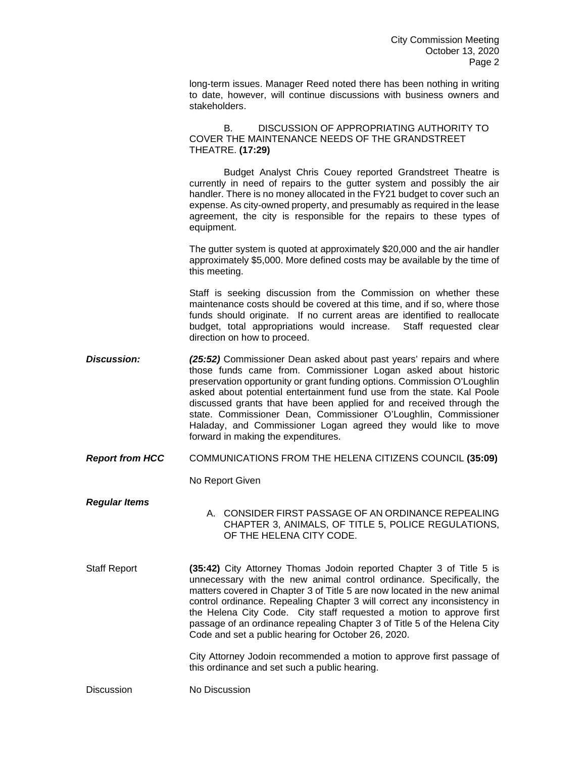long-term issues. Manager Reed noted there has been nothing in writing to date, however, will continue discussions with business owners and stakeholders.

B. DISCUSSION OF APPROPRIATING AUTHORITY TO COVER THE MAINTENANCE NEEDS OF THE GRANDSTREET THEATRE. **(17:29)**

Budget Analyst Chris Couey reported Grandstreet Theatre is currently in need of repairs to the gutter system and possibly the air handler. There is no money allocated in the FY21 budget to cover such an expense. As city-owned property, and presumably as required in the lease agreement, the city is responsible for the repairs to these types of equipment.

The gutter system is quoted at approximately $20,000 and the air handler approximately $5,000. More defined costs may be available by the time of this meeting.

Staff is seeking discussion from the Commission on whether these maintenance costs should be covered at this time, and if so, where those funds should originate. If no current areas are identified to reallocate budget, total appropriations would increase. Staff requested clear direction on how to proceed.

***Discussion:*** ***(25:52)*** Commissioner Dean asked about past years' repairs and where those funds came from. Commissioner Logan asked about historic preservation opportunity or grant funding options. Commission O'Loughlin asked about potential entertainment fund use from the state. Kal Poole discussed grants that have been applied for and received through the state. Commissioner Dean, Commissioner O'Loughlin, Commissioner Haladay, and Commissioner Logan agreed they would like to move forward in making the expenditures.

***Report from HCC*** COMMUNICATIONS FROM THE HELENA CITIZENS COUNCIL **(35:09)**

No Report Given

***Regular Items***

A. CONSIDER FIRST PASSAGE OF AN ORDINANCE REPEALING CHAPTER 3, ANIMALS, OF TITLE 5, POLICE REGULATIONS, OF THE HELENA CITY CODE.

Staff Report **(35:42)** City Attorney Thomas Jodoin reported Chapter 3 of Title 5 is unnecessary with the new animal control ordinance. Specifically, the matters covered in Chapter 3 of Title 5 are now located in the new animal control ordinance. Repealing Chapter 3 will correct any inconsistency in the Helena City Code. City staff requested a motion to approve first passage of an ordinance repealing Chapter 3 of Title 5 of the Helena City Code and set a public hearing for October 26, 2020.

City Attorney Jodoin recommended a motion to approve first passage of this ordinance and set such a public hearing.

Discussion No Discussion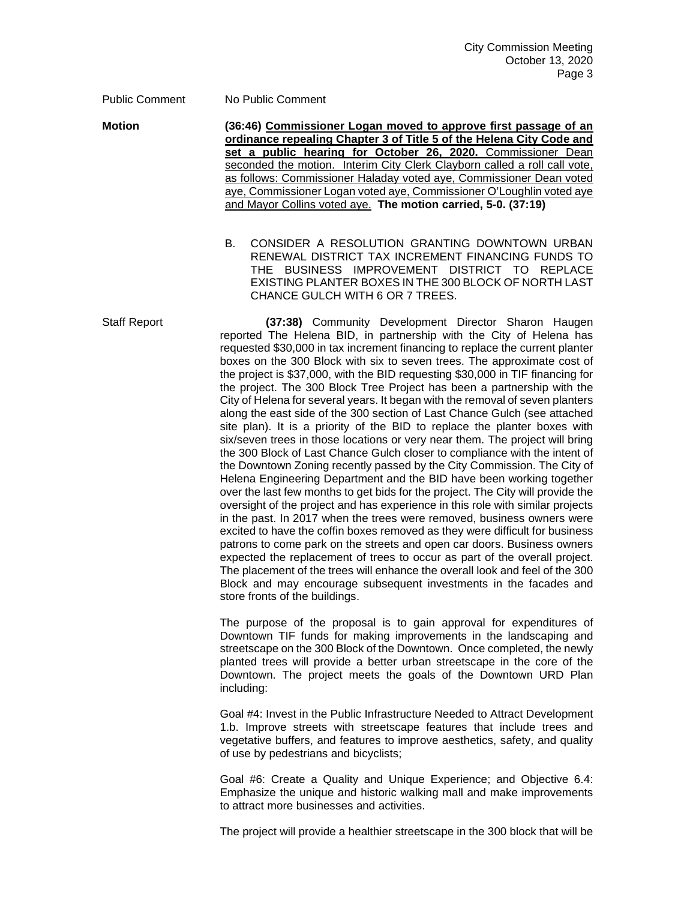Public Comment No Public Comment

**Motion** **(36:46) <u>Commissioner Logan moved to approve first passage of an ordinance repealing Chapter 3 of Title 5 of the Helena City Code and set a public hearing for October 26, 2020.</u>** <u>Commissioner Dean seconded the motion. Interim City Clerk Clayborn called a roll call vote, as follows: Commissioner Haladay voted aye, Commissioner Dean voted aye, Commissioner Logan voted aye, Commissioner O'Loughlin voted aye and Mayor Collins voted aye.</u> **The motion carried, 5-0. (37:19)**

B. CONSIDER A RESOLUTION GRANTING DOWNTOWN URBAN RENEWAL DISTRICT TAX INCREMENT FINANCING FUNDS TO THE BUSINESS IMPROVEMENT DISTRICT TO REPLACE EXISTING PLANTER BOXES IN THE 300 BLOCK OF NORTH LAST CHANCE GULCH WITH 6 OR 7 TREES.

Staff Report **(37:38)** Community Development Director Sharon Haugen reported The Helena BID, in partnership with the City of Helena has requested $30,000 in tax increment financing to replace the current planter boxes on the 300 Block with six to seven trees. The approximate cost of the project is $37,000, with the BID requesting $30,000 in TIF financing for the project. The 300 Block Tree Project has been a partnership with the City of Helena for several years. It began with the removal of seven planters along the east side of the 300 section of Last Chance Gulch (see attached site plan). It is a priority of the BID to replace the planter boxes with six/seven trees in those locations or very near them. The project will bring the 300 Block of Last Chance Gulch closer to compliance with the intent of the Downtown Zoning recently passed by the City Commission. The City of Helena Engineering Department and the BID have been working together over the last few months to get bids for the project. The City will provide the oversight of the project and has experience in this role with similar projects in the past. In 2017 when the trees were removed, business owners were excited to have the coffin boxes removed as they were difficult for business patrons to come park on the streets and open car doors. Business owners expected the replacement of trees to occur as part of the overall project. The placement of the trees will enhance the overall look and feel of the 300 Block and may encourage subsequent investments in the facades and store fronts of the buildings.

The purpose of the proposal is to gain approval for expenditures of Downtown TIF funds for making improvements in the landscaping and streetscape on the 300 Block of the Downtown. Once completed, the newly planted trees will provide a better urban streetscape in the core of the Downtown. The project meets the goals of the Downtown URD Plan including:

Goal #4: Invest in the Public Infrastructure Needed to Attract Development 1.b. Improve streets with streetscape features that include trees and vegetative buffers, and features to improve aesthetics, safety, and quality of use by pedestrians and bicyclists;

Goal #6: Create a Quality and Unique Experience; and Objective 6.4: Emphasize the unique and historic walking mall and make improvements to attract more businesses and activities.

The project will provide a healthier streetscape in the 300 block that will be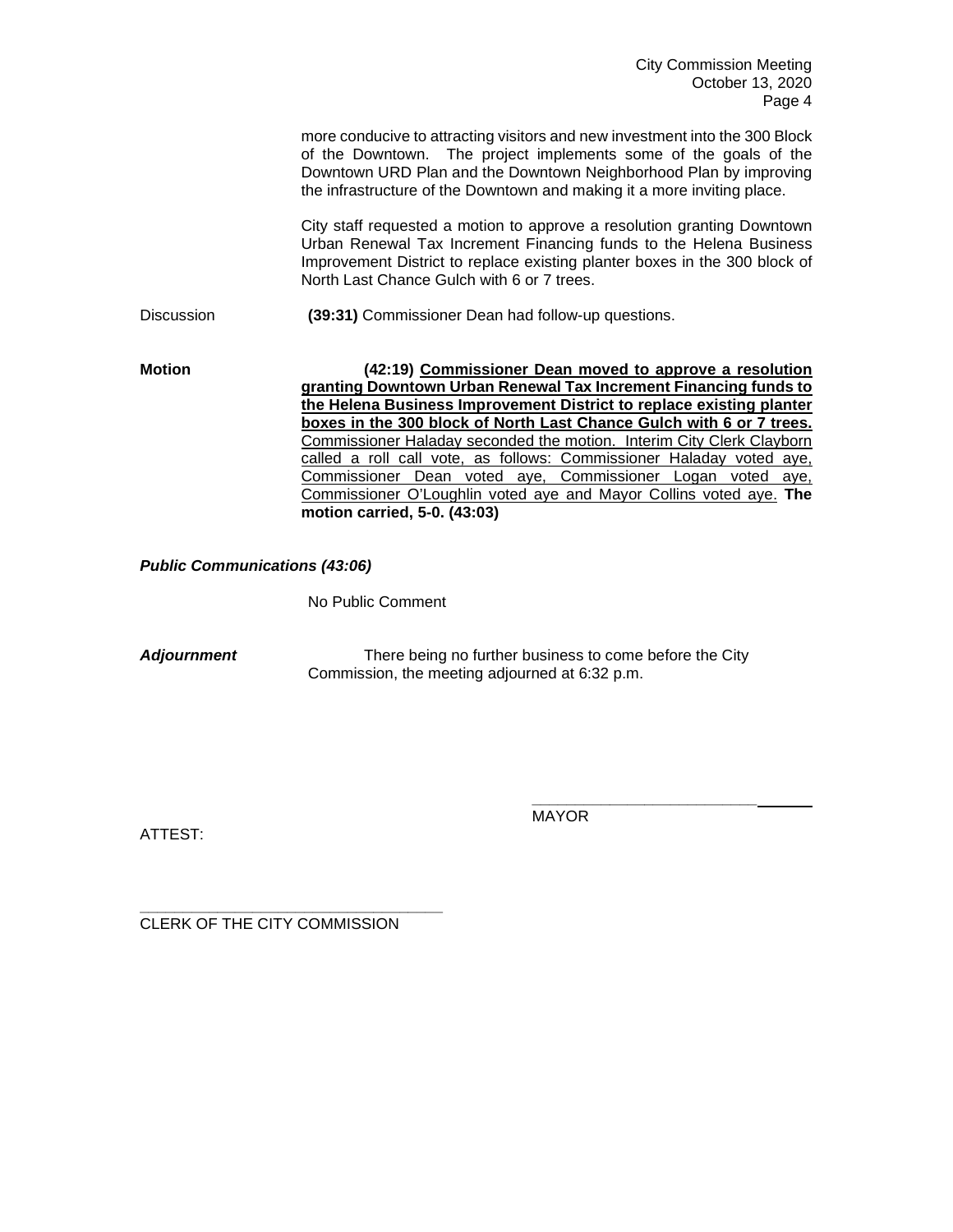more conducive to attracting visitors and new investment into the 300 Block of the Downtown. The project implements some of the goals of the Downtown URD Plan and the Downtown Neighborhood Plan by improving the infrastructure of the Downtown and making it a more inviting place.

City staff requested a motion to approve a resolution granting Downtown Urban Renewal Tax Increment Financing funds to the Helena Business Improvement District to replace existing planter boxes in the 300 block of North Last Chance Gulch with 6 or 7 trees.

Discussion **(39:31)** Commissioner Dean had follow-up questions.

**Motion** **(42:19) Commissioner Dean moved to approve a resolution granting Downtown Urban Renewal Tax Increment Financing funds to the Helena Business Improvement District to replace existing planter boxes in the 300 block of North Last Chance Gulch with 6 or 7 trees.** Commissioner Haladay seconded the motion. Interim City Clerk Clayborn called a roll call vote, as follows: Commissioner Haladay voted aye, Commissioner Dean voted aye, Commissioner Logan voted aye, Commissioner O'Loughlin voted aye and Mayor Collins voted aye. **The motion carried, 5-0. (43:03)**

***Public Communications (43:06)***

No Public Comment

***Adjournment*** There being no further business to come before the City Commission, the meeting adjourned at 6:32 p.m.

\_\_\_\_\_\_\_\_\_\_\_\_\_\_\_\_\_\_\_\_\_\_\_\_\_\_\_\_\_\_\_\_\_\_

MAYOR

ATTEST:

\_\_\_\_\_\_\_\_\_\_\_\_\_\_\_\_\_\_\_\_\_\_\_\_\_\_\_\_\_\_\_\_\_\_

CLERK OF THE CITY COMMISSION